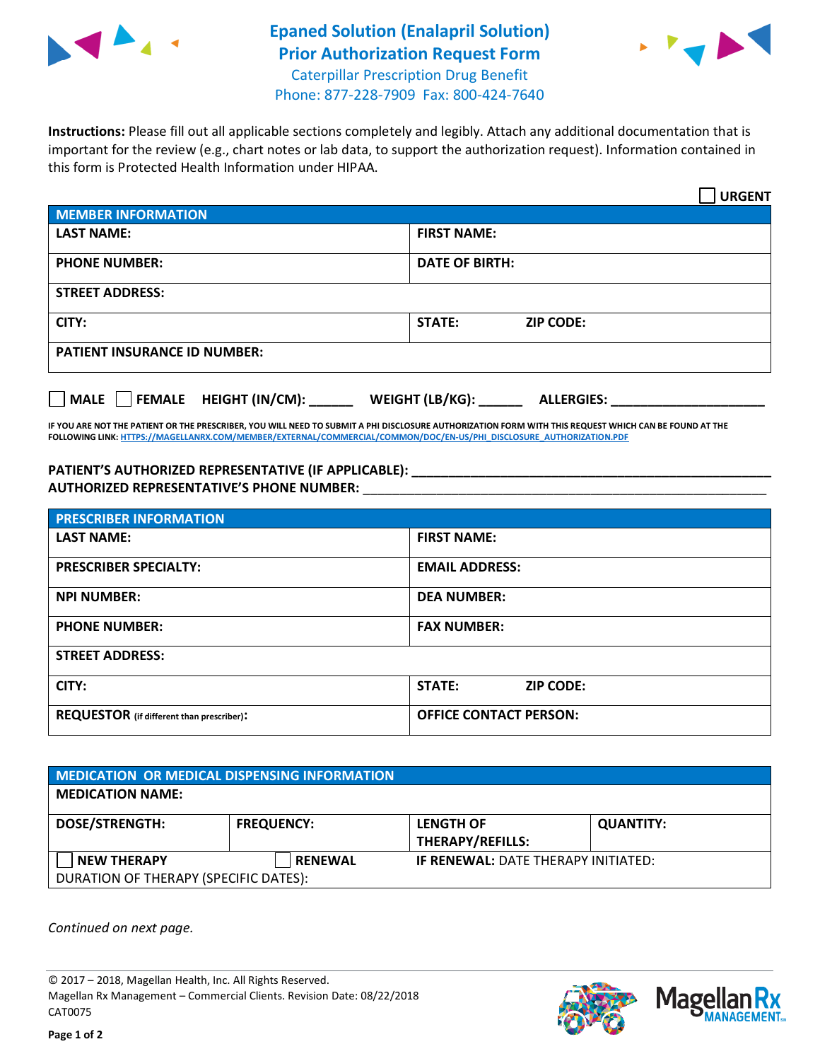# Epaned Solution (Enalapril Solution)
## Prior Authorization Request Form

Caterpillar Prescription Drug Benefit
Phone: 877-228-7909 Fax: 800-424-7640

**Instructions:** Please fill out all applicable sections completely and legibly. Attach any additional documentation that is important for the review (e.g., chart notes or lab data, to support the authorization request). Information contained in this form is Protected Health Information under HIPAA.

☐ **URGENT**

| MEMBER INFORMATION | |
|---|---|
| **LAST NAME:** | **FIRST NAME:** |
| **PHONE NUMBER:** | **DATE OF BIRTH:** |
| **STREET ADDRESS:** | |
| **CITY:** | **STATE:** **ZIP CODE:** |
| **PATIENT INSURANCE ID NUMBER:** | |

☐ **MALE** ☐ **FEMALE** **HEIGHT (IN/CM):** ______ **WEIGHT (LB/KG):** ______ **ALLERGIES:** ____________________

**IF YOU ARE NOT THE PATIENT OR THE PRESCRIBER, YOU WILL NEED TO SUBMIT A PHI DISCLOSURE AUTHORIZATION FORM WITH THIS REQUEST WHICH CAN BE FOUND AT THE FOLLOWING LINK: HTTPS://MAGELLANRX.COM/MEMBER/EXTERNAL/COMMERCIAL/COMMON/DOC/EN-US/PHI_DISCLOSURE_AUTHORIZATION.PDF**

**PATIENT'S AUTHORIZED REPRESENTATIVE (IF APPLICABLE):** ____________________________________________
**AUTHORIZED REPRESENTATIVE'S PHONE NUMBER:** ____________________________________________

| PRESCRIBER INFORMATION | |
|---|---|
| **LAST NAME:** | **FIRST NAME:** |
| **PRESCRIBER SPECIALTY:** | **EMAIL ADDRESS:** |
| **NPI NUMBER:** | **DEA NUMBER:** |
| **PHONE NUMBER:** | **FAX NUMBER:** |
| **STREET ADDRESS:** | |
| **CITY:** | **STATE:** **ZIP CODE:** |
| **REQUESTOR** (if different than prescriber)**:** | **OFFICE CONTACT PERSON:** |

| MEDICATION OR MEDICAL DISPENSING INFORMATION | | | |
|---|---|---|---|
| **MEDICATION NAME:** | | | |
| **DOSE/STRENGTH:** | **FREQUENCY:** | **LENGTH OF THERAPY/REFILLS:** | **QUANTITY:** |
| ☐ **NEW THERAPY** | ☐ **RENEWAL** | **IF RENEWAL:** DATE THERAPY INITIATED: | |
| DURATION OF THERAPY (SPECIFIC DATES): | | | |

*Continued on next page.*

© 2017 – 2018, Magellan Health, Inc. All Rights Reserved.
Magellan Rx Management – Commercial Clients. Revision Date: 08/22/2018
CAT0075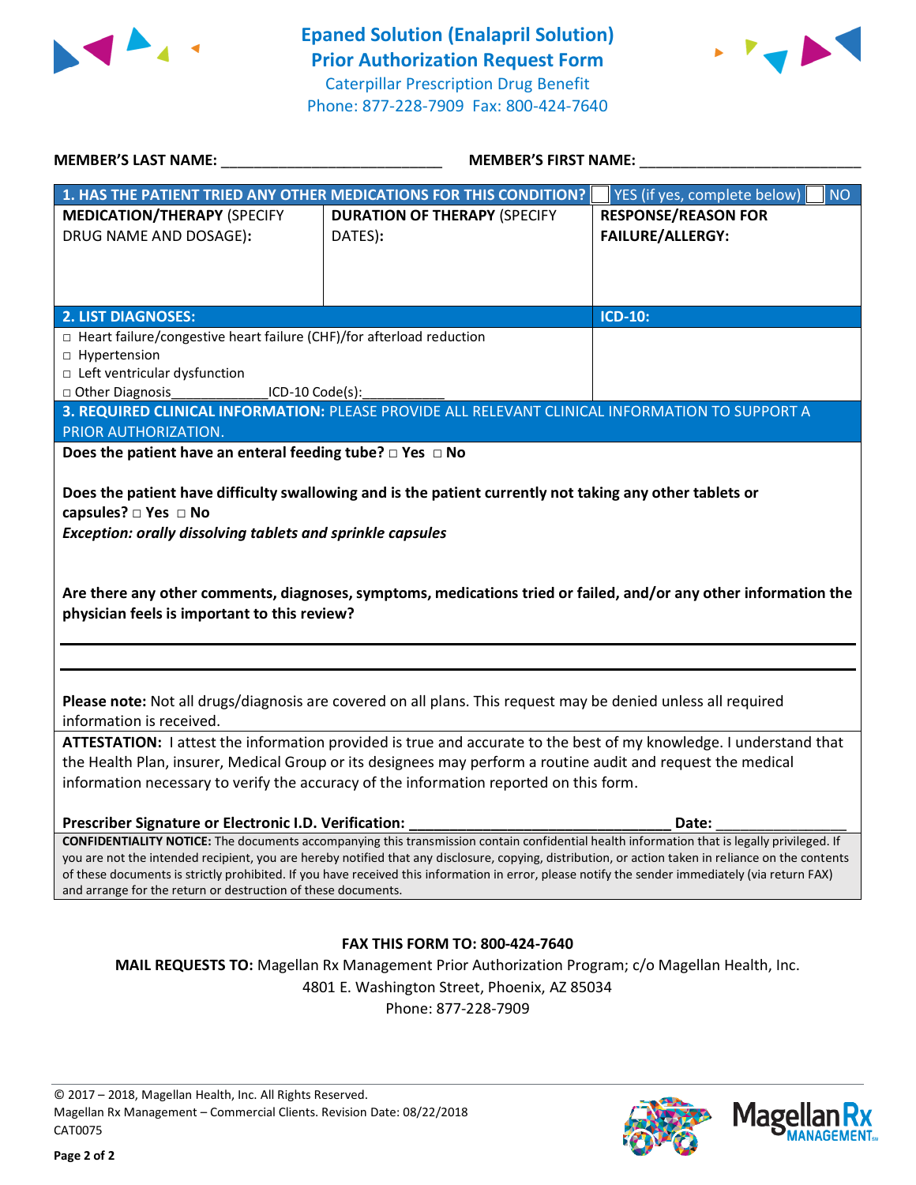# Epaned Solution (Enalapril Solution) Prior Authorization Request Form

Caterpillar Prescription Drug Benefit
Phone: 877-228-7909 Fax: 800-424-7640

**MEMBER'S LAST NAME:** ___________________________ **MEMBER'S FIRST NAME:** ___________________________

| **1. HAS THE PATIENT TRIED ANY OTHER MEDICATIONS FOR THIS CONDITION?** | | ☐ YES (if yes, complete below) ☐ NO |
|---|---|---|
| **MEDICATION/THERAPY** (SPECIFY DRUG NAME AND DOSAGE): | **DURATION OF THERAPY** (SPECIFY DATES): | **RESPONSE/REASON FOR FAILURE/ALLERGY:** |
| | | |

| **2. LIST DIAGNOSES:** | **ICD-10:** |
|---|---|
| □ Heart failure/congestive heart failure (CHF)/for afterload reduction<br>□ Hypertension<br>□ Left ventricular dysfunction<br>□ Other Diagnosis_____________ICD-10 Code(s):___________ | |

**3. REQUIRED CLINICAL INFORMATION:** PLEASE PROVIDE ALL RELEVANT CLINICAL INFORMATION TO SUPPORT A PRIOR AUTHORIZATION.

**Does the patient have an enteral feeding tube? □ Yes □ No**

**Does the patient have difficulty swallowing and is the patient currently not taking any other tablets or capsules? □ Yes □ No**

***Exception: orally dissolving tablets and sprinkle capsules***

**Are there any other comments, diagnoses, symptoms, medications tried or failed, and/or any other information the physician feels is important to this review?**

_______________________________________________

_______________________________________________

**Please note:** Not all drugs/diagnosis are covered on all plans. This request may be denied unless all required information is received.

**ATTESTATION:** I attest the information provided is true and accurate to the best of my knowledge. I understand that the Health Plan, insurer, Medical Group or its designees may perform a routine audit and request the medical information necessary to verify the accuracy of the information reported on this form.

**Prescriber Signature or Electronic I.D. Verification:** ________________________________ **Date:** _______________

**CONFIDENTIALITY NOTICE:** The documents accompanying this transmission contain confidential health information that is legally privileged. If you are not the intended recipient, you are hereby notified that any disclosure, copying, distribution, or action taken in reliance on the contents of these documents is strictly prohibited. If you have received this information in error, please notify the sender immediately (via return FAX) and arrange for the return or destruction of these documents.

**FAX THIS FORM TO: 800-424-7640**

**MAIL REQUESTS TO:** Magellan Rx Management Prior Authorization Program; c/o Magellan Health, Inc.
4801 E. Washington Street, Phoenix, AZ 85034
Phone: 877-228-7909

© 2017 – 2018, Magellan Health, Inc. All Rights Reserved.
Magellan Rx Management – Commercial Clients. Revision Date: 08/22/2018
CAT0075